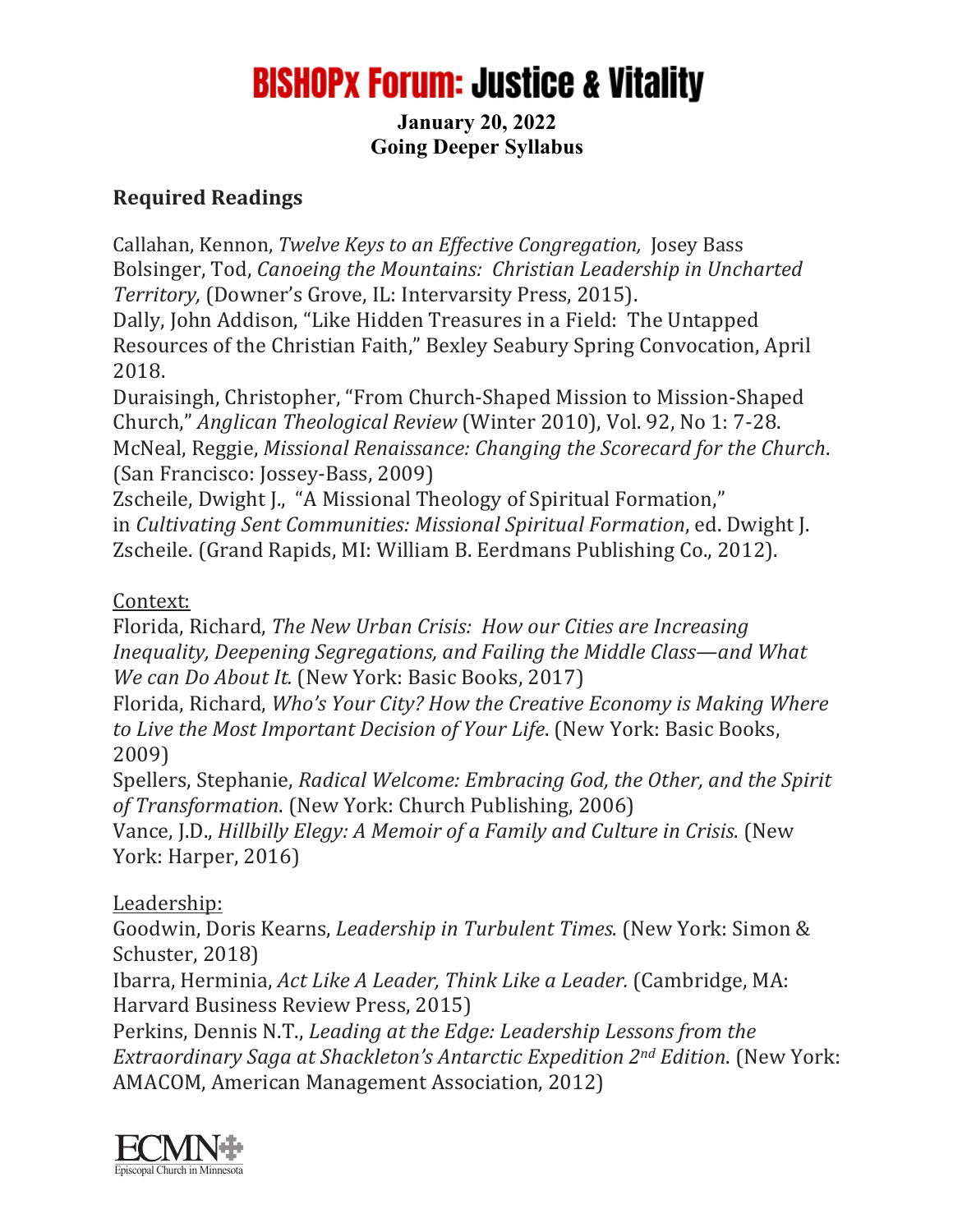# BISHOPx Forum: Justice & Vitality

**January 20, 2022**
**Going Deeper Syllabus**

## Required Readings

Callahan, Kennon, *Twelve Keys to an Effective Congregation,* Josey Bass
Bolsinger, Tod, *Canoeing the Mountains: Christian Leadership in Uncharted Territory,* (Downer's Grove, IL: Intervarsity Press, 2015).
Dally, John Addison, "Like Hidden Treasures in a Field: The Untapped Resources of the Christian Faith," Bexley Seabury Spring Convocation, April 2018.
Duraisingh, Christopher, "From Church-Shaped Mission to Mission-Shaped Church," *Anglican Theological Review* (Winter 2010), Vol. 92, No 1: 7-28.
McNeal, Reggie, *Missional Renaissance: Changing the Scorecard for the Church*. (San Francisco: Jossey-Bass, 2009)
Zscheile, Dwight J., "A Missional Theology of Spiritual Formation," in *Cultivating Sent Communities: Missional Spiritual Formation*, ed. Dwight J. Zscheile. (Grand Rapids, MI: William B. Eerdmans Publishing Co., 2012).

Context:
Florida, Richard, *The New Urban Crisis: How our Cities are Increasing Inequality, Deepening Segregations, and Failing the Middle Class—and What We can Do About It.* (New York: Basic Books, 2017)
Florida, Richard, *Who's Your City? How the Creative Economy is Making Where to Live the Most Important Decision of Your Life*. (New York: Basic Books, 2009)
Spellers, Stephanie, *Radical Welcome: Embracing God, the Other, and the Spirit of Transformation*. (New York: Church Publishing, 2006)
Vance, J.D., *Hillbilly Elegy: A Memoir of a Family and Culture in Crisis*. (New York: Harper, 2016)

Leadership:
Goodwin, Doris Kearns, *Leadership in Turbulent Times.* (New York: Simon & Schuster, 2018)
Ibarra, Herminia, *Act Like A Leader, Think Like a Leader.* (Cambridge, MA: Harvard Business Review Press, 2015)
Perkins, Dennis N.T., *Leading at the Edge: Leadership Lessons from the Extraordinary Saga at Shackleton's Antarctic Expedition 2nd Edition*. (New York: AMACOM, American Management Association, 2012)

ECMN Episcopal Church in Minnesota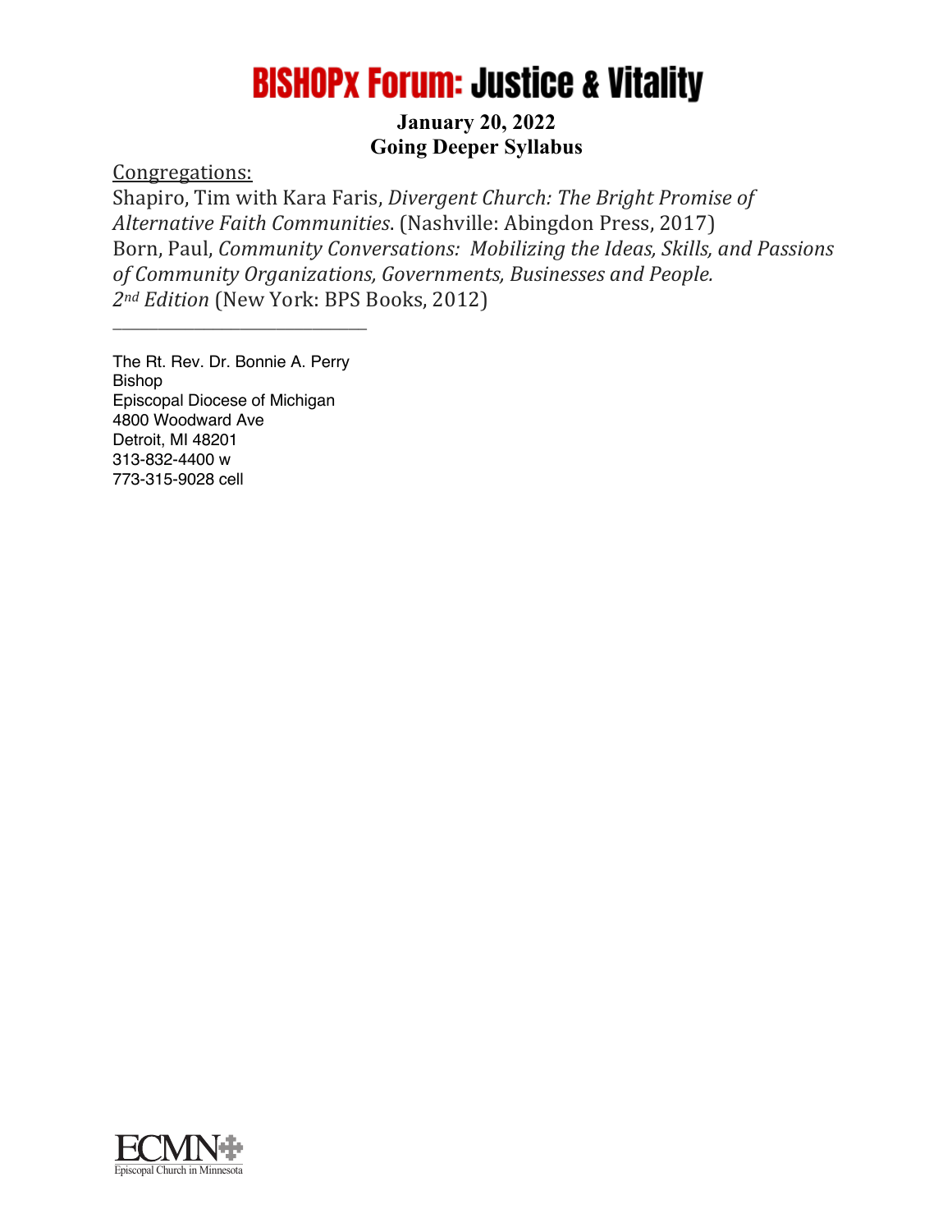# BISHOPx Forum: Justice & Vitality

**January 20, 2022**
**Going Deeper Syllabus**

Congregations:

Shapiro, Tim with Kara Faris, *Divergent Church: The Bright Promise of Alternative Faith Communities*. (Nashville: Abingdon Press, 2017)

Born, Paul, *Community Conversations: Mobilizing the Ideas, Skills, and Passions of Community Organizations, Governments, Businesses and People. 2nd Edition* (New York: BPS Books, 2012)

---

The Rt. Rev. Dr. Bonnie A. Perry
Bishop
Episcopal Diocese of Michigan
4800 Woodward Ave
Detroit, MI 48201
313-832-4400 w
773-315-9028 cell

ECMN
Episcopal Church in Minnesota